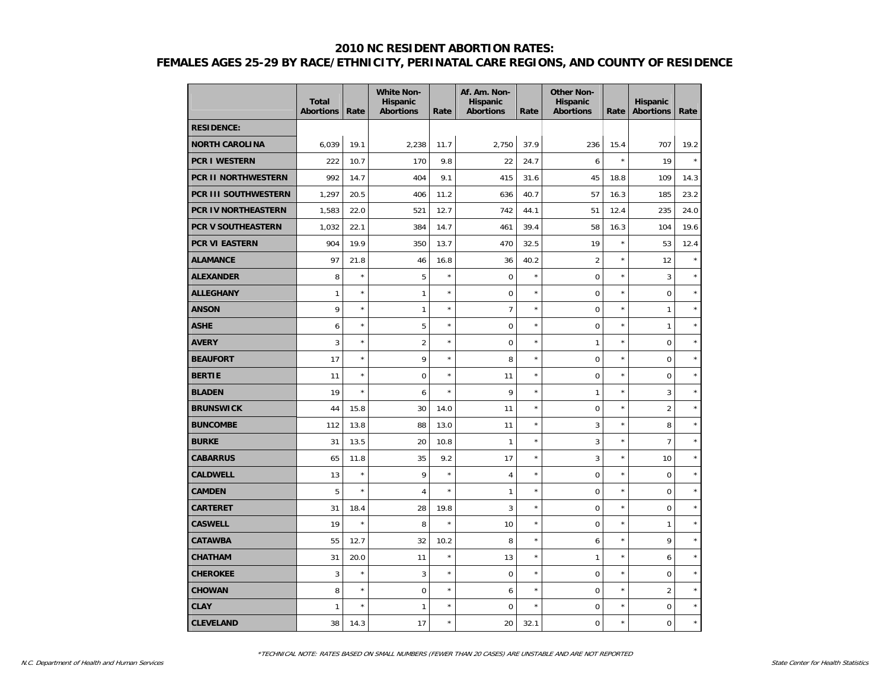# 2010 NC RESIDENT ABORTION RATES:
## FEMALES AGES 25-29 BY RACE/ETHNICITY, PERINATAL CARE REGIONS, AND COUNTY OF RESIDENCE

| | Total Abortions | Rate | White Non-Hispanic Abortions | Rate | Af. Am. Non-Hispanic Abortions | Rate | Other Non-Hispanic Abortions | Rate | Hispanic Abortions | Rate |
|---|---|---|---|---|---|---|---|---|---|---|
| **RESIDENCE:** | | | | | | | | | | |
| **NORTH CAROLINA** | 6,039 | 19.1 | 2,238 | 11.7 | 2,750 | 37.9 | 236 | 15.4 | 707 | 19.2 |
| **PCR I WESTERN** | 222 | 10.7 | 170 | 9.8 | 22 | 24.7 | 6 | * | 19 | * |
| **PCR II NORTHWESTERN** | 992 | 14.7 | 404 | 9.1 | 415 | 31.6 | 45 | 18.8 | 109 | 14.3 |
| **PCR III SOUTHWESTERN** | 1,297 | 20.5 | 406 | 11.2 | 636 | 40.7 | 57 | 16.3 | 185 | 23.2 |
| **PCR IV NORTHEASTERN** | 1,583 | 22.0 | 521 | 12.7 | 742 | 44.1 | 51 | 12.4 | 235 | 24.0 |
| **PCR V SOUTHEASTERN** | 1,032 | 22.1 | 384 | 14.7 | 461 | 39.4 | 58 | 16.3 | 104 | 19.6 |
| **PCR VI EASTERN** | 904 | 19.9 | 350 | 13.7 | 470 | 32.5 | 19 | * | 53 | 12.4 |
| **ALAMANCE** | 97 | 21.8 | 46 | 16.8 | 36 | 40.2 | 2 | * | 12 | * |
| **ALEXANDER** | 8 | * | 5 | * | 0 | * | 0 | * | 3 | * |
| **ALLEGHANY** | 1 | * | 1 | * | 0 | * | 0 | * | 0 | * |
| **ANSON** | 9 | * | 1 | * | 7 | * | 0 | * | 1 | * |
| **ASHE** | 6 | * | 5 | * | 0 | * | 0 | * | 1 | * |
| **AVERY** | 3 | * | 2 | * | 0 | * | 1 | * | 0 | * |
| **BEAUFORT** | 17 | * | 9 | * | 8 | * | 0 | * | 0 | * |
| **BERTIE** | 11 | * | 0 | * | 11 | * | 0 | * | 0 | * |
| **BLADEN** | 19 | * | 6 | * | 9 | * | 1 | * | 3 | * |
| **BRUNSWICK** | 44 | 15.8 | 30 | 14.0 | 11 | * | 0 | * | 2 | * |
| **BUNCOMBE** | 112 | 13.8 | 88 | 13.0 | 11 | * | 3 | * | 8 | * |
| **BURKE** | 31 | 13.5 | 20 | 10.8 | 1 | * | 3 | * | 7 | * |
| **CABARRUS** | 65 | 11.8 | 35 | 9.2 | 17 | * | 3 | * | 10 | * |
| **CALDWELL** | 13 | * | 9 | * | 4 | * | 0 | * | 0 | * |
| **CAMDEN** | 5 | * | 4 | * | 1 | * | 0 | * | 0 | * |
| **CARTERET** | 31 | 18.4 | 28 | 19.8 | 3 | * | 0 | * | 0 | * |
| **CASWELL** | 19 | * | 8 | * | 10 | * | 0 | * | 1 | * |
| **CATAWBA** | 55 | 12.7 | 32 | 10.2 | 8 | * | 6 | * | 9 | * |
| **CHATHAM** | 31 | 20.0 | 11 | * | 13 | * | 1 | * | 6 | * |
| **CHEROKEE** | 3 | * | 3 | * | 0 | * | 0 | * | 0 | * |
| **CHOWAN** | 8 | * | 0 | * | 6 | * | 0 | * | 2 | * |
| **CLAY** | 1 | * | 1 | * | 0 | * | 0 | * | 0 | * |
| **CLEVELAND** | 38 | 14.3 | 17 | * | 20 | 32.1 | 0 | * | 0 | * |

*TECHNICAL NOTE: RATES BASED ON SMALL NUMBERS (FEWER THAN 20 CASES) ARE UNSTABLE AND ARE NOT REPORTED

N.C. Department of Health and Human Services

State Center for Health Statistics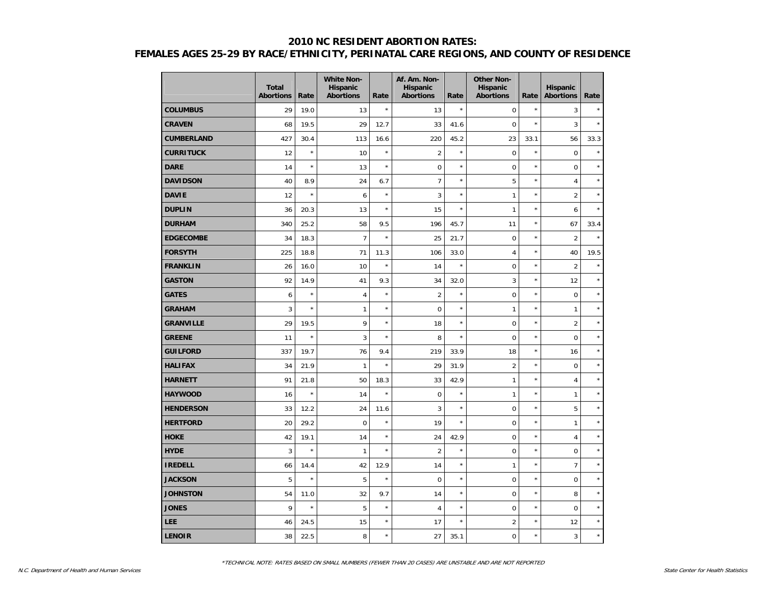# 2010 NC RESIDENT ABORTION RATES:
## FEMALES AGES 25-29 BY RACE/ETHNICITY, PERINATAL CARE REGIONS, AND COUNTY OF RESIDENCE

| | Total Abortions | Rate | White Non-Hispanic Abortions | Rate | Af. Am. Non-Hispanic Abortions | Rate | Other Non-Hispanic Abortions | Rate | Hispanic Abortions | Rate |
|---|---|---|---|---|---|---|---|---|---|---|
| **COLUMBUS** | 29 | 19.0 | 13 | * | 13 | * | 0 | * | 3 | * |
| **CRAVEN** | 68 | 19.5 | 29 | 12.7 | 33 | 41.6 | 0 | * | 3 | * |
| **CUMBERLAND** | 427 | 30.4 | 113 | 16.6 | 220 | 45.2 | 23 | 33.1 | 56 | 33.3 |
| **CURRITUCK** | 12 | * | 10 | * | 2 | * | 0 | * | 0 | * |
| **DARE** | 14 | * | 13 | * | 0 | * | 0 | * | 0 | * |
| **DAVIDSON** | 40 | 8.9 | 24 | 6.7 | 7 | * | 5 | * | 4 | * |
| **DAVIE** | 12 | * | 6 | * | 3 | * | 1 | * | 2 | * |
| **DUPLIN** | 36 | 20.3 | 13 | * | 15 | * | 1 | * | 6 | * |
| **DURHAM** | 340 | 25.2 | 58 | 9.5 | 196 | 45.7 | 11 | * | 67 | 33.4 |
| **EDGECOMBE** | 34 | 18.3 | 7 | * | 25 | 21.7 | 0 | * | 2 | * |
| **FORSYTH** | 225 | 18.8 | 71 | 11.3 | 106 | 33.0 | 4 | * | 40 | 19.5 |
| **FRANKLIN** | 26 | 16.0 | 10 | * | 14 | * | 0 | * | 2 | * |
| **GASTON** | 92 | 14.9 | 41 | 9.3 | 34 | 32.0 | 3 | * | 12 | * |
| **GATES** | 6 | * | 4 | * | 2 | * | 0 | * | 0 | * |
| **GRAHAM** | 3 | * | 1 | * | 0 | * | 1 | * | 1 | * |
| **GRANVILLE** | 29 | 19.5 | 9 | * | 18 | * | 0 | * | 2 | * |
| **GREENE** | 11 | * | 3 | * | 8 | * | 0 | * | 0 | * |
| **GUILFORD** | 337 | 19.7 | 76 | 9.4 | 219 | 33.9 | 18 | * | 16 | * |
| **HALIFAX** | 34 | 21.9 | 1 | * | 29 | 31.9 | 2 | * | 0 | * |
| **HARNETT** | 91 | 21.8 | 50 | 18.3 | 33 | 42.9 | 1 | * | 4 | * |
| **HAYWOOD** | 16 | * | 14 | * | 0 | * | 1 | * | 1 | * |
| **HENDERSON** | 33 | 12.2 | 24 | 11.6 | 3 | * | 0 | * | 5 | * |
| **HERTFORD** | 20 | 29.2 | 0 | * | 19 | * | 0 | * | 1 | * |
| **HOKE** | 42 | 19.1 | 14 | * | 24 | 42.9 | 0 | * | 4 | * |
| **HYDE** | 3 | * | 1 | * | 2 | * | 0 | * | 0 | * |
| **IREDELL** | 66 | 14.4 | 42 | 12.9 | 14 | * | 1 | * | 7 | * |
| **JACKSON** | 5 | * | 5 | * | 0 | * | 0 | * | 0 | * |
| **JOHNSTON** | 54 | 11.0 | 32 | 9.7 | 14 | * | 0 | * | 8 | * |
| **JONES** | 9 | * | 5 | * | 4 | * | 0 | * | 0 | * |
| **LEE** | 46 | 24.5 | 15 | * | 17 | * | 2 | * | 12 | * |
| **LENOIR** | 38 | 22.5 | 8 | * | 27 | 35.1 | 0 | * | 3 | * |

*TECHNICAL NOTE: RATES BASED ON SMALL NUMBERS (FEWER THAN 20 CASES) ARE UNSTABLE AND ARE NOT REPORTED

*N.C. Department of Health and Human Services* *State Center for Health Statistics*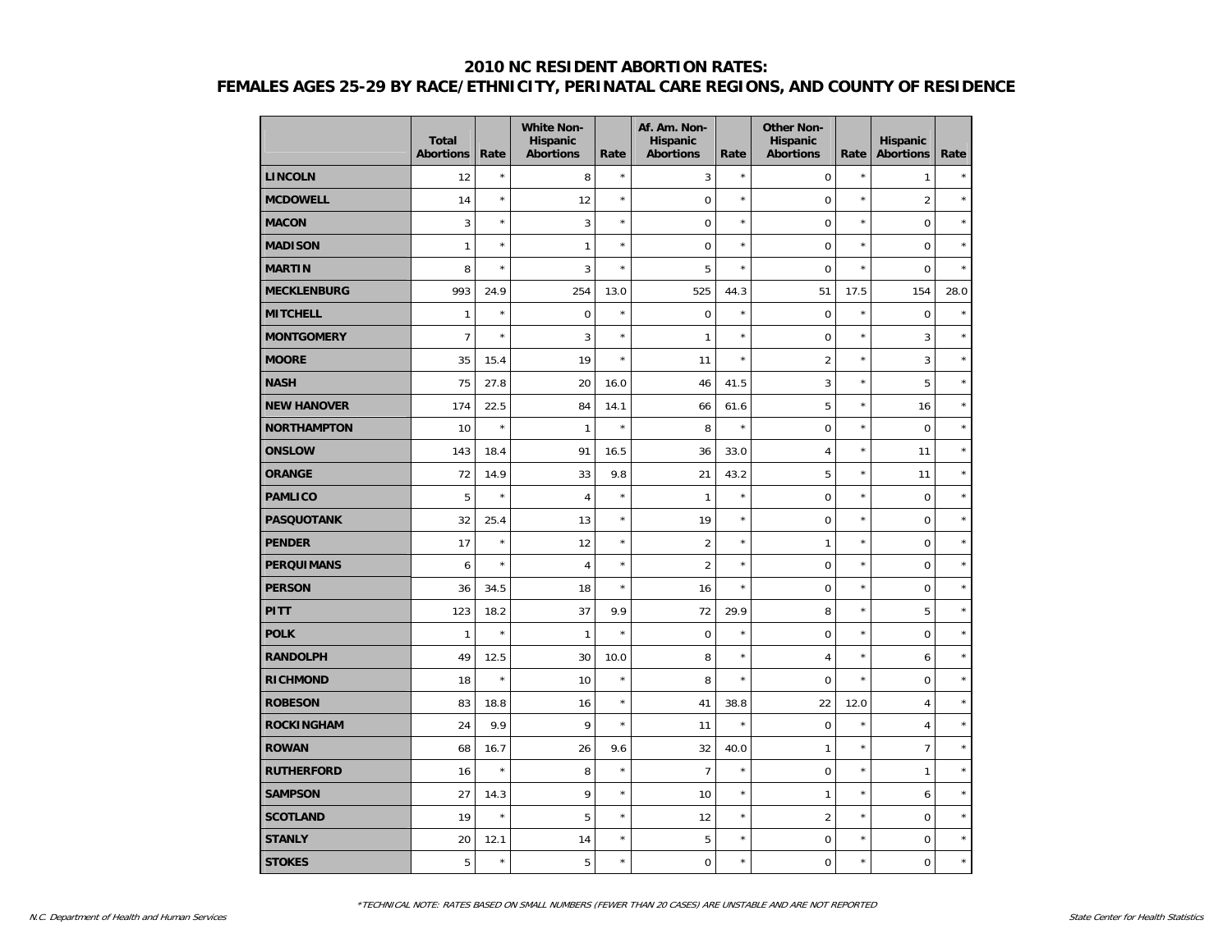# 2010 NC RESIDENT ABORTION RATES:
## FEMALES AGES 25-29 BY RACE/ETHNICITY, PERINATAL CARE REGIONS, AND COUNTY OF RESIDENCE

| | Total Abortions | Rate | White Non-Hispanic Abortions | Rate | Af. Am. Non-Hispanic Abortions | Rate | Other Non-Hispanic Abortions | Rate | Hispanic Abortions | Rate |
|---|---|---|---|---|---|---|---|---|---|---|
| **LINCOLN** | 12 | * | 8 | * | 3 | * | 0 | * | 1 | * |
| **MCDOWELL** | 14 | * | 12 | * | 0 | * | 0 | * | 2 | * |
| **MACON** | 3 | * | 3 | * | 0 | * | 0 | * | 0 | * |
| **MADISON** | 1 | * | 1 | * | 0 | * | 0 | * | 0 | * |
| **MARTIN** | 8 | * | 3 | * | 5 | * | 0 | * | 0 | * |
| **MECKLENBURG** | 993 | 24.9 | 254 | 13.0 | 525 | 44.3 | 51 | 17.5 | 154 | 28.0 |
| **MITCHELL** | 1 | * | 0 | * | 0 | * | 0 | * | 0 | * |
| **MONTGOMERY** | 7 | * | 3 | * | 1 | * | 0 | * | 3 | * |
| **MOORE** | 35 | 15.4 | 19 | * | 11 | * | 2 | * | 3 | * |
| **NASH** | 75 | 27.8 | 20 | 16.0 | 46 | 41.5 | 3 | * | 5 | * |
| **NEW HANOVER** | 174 | 22.5 | 84 | 14.1 | 66 | 61.6 | 5 | * | 16 | * |
| **NORTHAMPTON** | 10 | * | 1 | * | 8 | * | 0 | * | 0 | * |
| **ONSLOW** | 143 | 18.4 | 91 | 16.5 | 36 | 33.0 | 4 | * | 11 | * |
| **ORANGE** | 72 | 14.9 | 33 | 9.8 | 21 | 43.2 | 5 | * | 11 | * |
| **PAMLICO** | 5 | * | 4 | * | 1 | * | 0 | * | 0 | * |
| **PASQUOTANK** | 32 | 25.4 | 13 | * | 19 | * | 0 | * | 0 | * |
| **PENDER** | 17 | * | 12 | * | 2 | * | 1 | * | 0 | * |
| **PERQUIMANS** | 6 | * | 4 | * | 2 | * | 0 | * | 0 | * |
| **PERSON** | 36 | 34.5 | 18 | * | 16 | * | 0 | * | 0 | * |
| **PITT** | 123 | 18.2 | 37 | 9.9 | 72 | 29.9 | 8 | * | 5 | * |
| **POLK** | 1 | * | 1 | * | 0 | * | 0 | * | 0 | * |
| **RANDOLPH** | 49 | 12.5 | 30 | 10.0 | 8 | * | 4 | * | 6 | * |
| **RICHMOND** | 18 | * | 10 | * | 8 | * | 0 | * | 0 | * |
| **ROBESON** | 83 | 18.8 | 16 | * | 41 | 38.8 | 22 | 12.0 | 4 | * |
| **ROCKINGHAM** | 24 | 9.9 | 9 | * | 11 | * | 0 | * | 4 | * |
| **ROWAN** | 68 | 16.7 | 26 | 9.6 | 32 | 40.0 | 1 | * | 7 | * |
| **RUTHERFORD** | 16 | * | 8 | * | 7 | * | 0 | * | 1 | * |
| **SAMPSON** | 27 | 14.3 | 9 | * | 10 | * | 1 | * | 6 | * |
| **SCOTLAND** | 19 | * | 5 | * | 12 | * | 2 | * | 0 | * |
| **STANLY** | 20 | 12.1 | 14 | * | 5 | * | 0 | * | 0 | * |
| **STOKES** | 5 | * | 5 | * | 0 | * | 0 | * | 0 | * |

*TECHNICAL NOTE: RATES BASED ON SMALL NUMBERS (FEWER THAN 20 CASES) ARE UNSTABLE AND ARE NOT REPORTED

*N.C. Department of Health and Human Services* — *State Center for Health Statistics*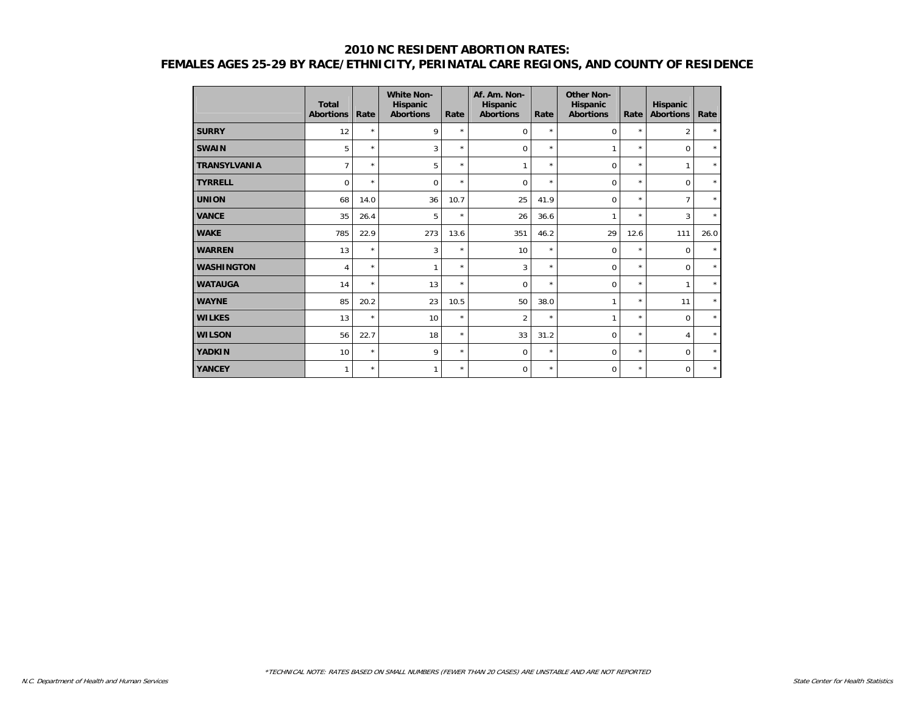## 2010 NC RESIDENT ABORTION RATES:
## FEMALES AGES 25-29 BY RACE/ETHNICITY, PERINATAL CARE REGIONS, AND COUNTY OF RESIDENCE

| | Total Abortions | Rate | White Non-Hispanic Abortions | Rate | Af. Am. Non-Hispanic Abortions | Rate | Other Non-Hispanic Abortions | Rate | Hispanic Abortions | Rate |
|---|---|---|---|---|---|---|---|---|---|---|
| **SURRY** | 12 | * | 9 | * | 0 | * | 0 | * | 2 | * |
| **SWAIN** | 5 | * | 3 | * | 0 | * | 1 | * | 0 | * |
| **TRANSYLVANIA** | 7 | * | 5 | * | 1 | * | 0 | * | 1 | * |
| **TYRRELL** | 0 | * | 0 | * | 0 | * | 0 | * | 0 | * |
| **UNION** | 68 | 14.0 | 36 | 10.7 | 25 | 41.9 | 0 | * | 7 | * |
| **VANCE** | 35 | 26.4 | 5 | * | 26 | 36.6 | 1 | * | 3 | * |
| **WAKE** | 785 | 22.9 | 273 | 13.6 | 351 | 46.2 | 29 | 12.6 | 111 | 26.0 |
| **WARREN** | 13 | * | 3 | * | 10 | * | 0 | * | 0 | * |
| **WASHINGTON** | 4 | * | 1 | * | 3 | * | 0 | * | 0 | * |
| **WATAUGA** | 14 | * | 13 | * | 0 | * | 0 | * | 1 | * |
| **WAYNE** | 85 | 20.2 | 23 | 10.5 | 50 | 38.0 | 1 | * | 11 | * |
| **WILKES** | 13 | * | 10 | * | 2 | * | 1 | * | 0 | * |
| **WILSON** | 56 | 22.7 | 18 | * | 33 | 31.2 | 0 | * | 4 | * |
| **YADKIN** | 10 | * | 9 | * | 0 | * | 0 | * | 0 | * |
| **YANCEY** | 1 | * | 1 | * | 0 | * | 0 | * | 0 | * |

*TECHNICAL NOTE: RATES BASED ON SMALL NUMBERS (FEWER THAN 20 CASES) ARE UNSTABLE AND ARE NOT REPORTED